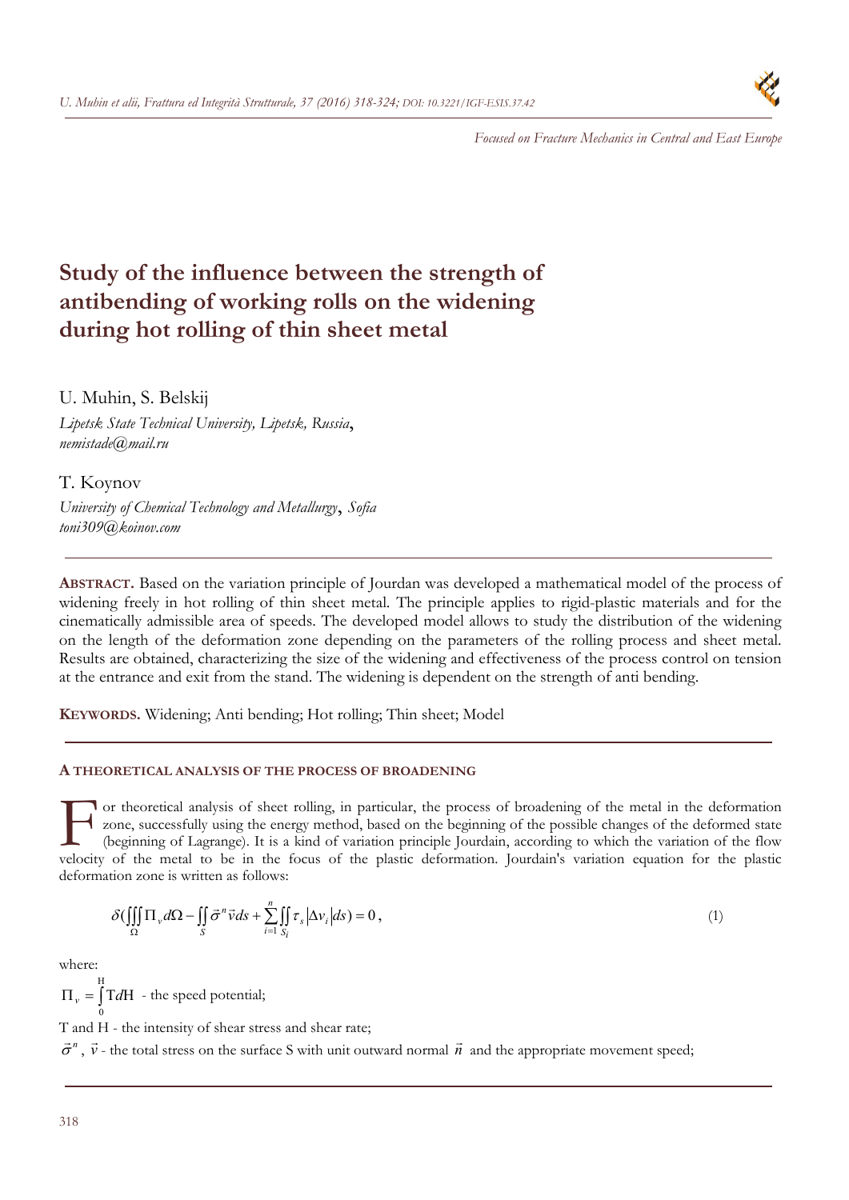*Focused on Fracture Mechanics in Central and East Europe*

# Study of the influence between the strength of antibending of working rolls on the widening during hot rolling of thin sheet metal

U. Muhin, S. Belskij

*Lipetsk State Technical University, Lipetsk, Russia*, *nemistade@mail.ru*

T. Koynov

*University of Chemical Technology and Metallurgy*, *Sofia*
*toni309@koinov.com*

---

**ABSTRACT.** Based on the variation principle of Jourdan was developed a mathematical model of the process of widening freely in hot rolling of thin sheet metal. The principle applies to rigid-plastic materials and for the cinematically admissible area of speeds. The developed model allows to study the distribution of the widening on the length of the deformation zone depending on the parameters of the rolling process and sheet metal. Results are obtained, characterizing the size of the widening and effectiveness of the process control on tension at the entrance and exit from the stand. The widening is dependent on the strength of anti bending.

**KEYWORDS.** Widening; Anti bending; Hot rolling; Thin sheet; Model

---

## A THEORETICAL ANALYSIS OF THE PROCESS OF BROADENING

For theoretical analysis of sheet rolling, in particular, the process of broadening of the metal in the deformation zone, successfully using the energy method, based on the beginning of the possible changes of the deformed state (beginning of Lagrange). It is a kind of variation principle Jourdain, according to which the variation of the flow velocity of the metal to be in the focus of the plastic deformation. Jourdain's variation equation for the plastic deformation zone is written as follows:

$$\delta\left(\iiint\limits_{\Omega} \Pi_v d\Omega - \iint\limits_{S} \vec{\sigma}^n \vec{v} ds + \sum_{i=1}^{n} \iint\limits_{S_i} \tau_s \left|\Delta v_i\right| ds\right) = 0\,, \tag{1}$$

where:

$\Pi_v = \int_0^{H} \mathrm{T} d\mathrm{H}$ - the speed potential;

T and H - the intensity of shear stress and shear rate;

$\vec{\sigma}^n$, $\vec{v}$ - the total stress on the surface S with unit outward normal $\vec{n}$ and the appropriate movement speed;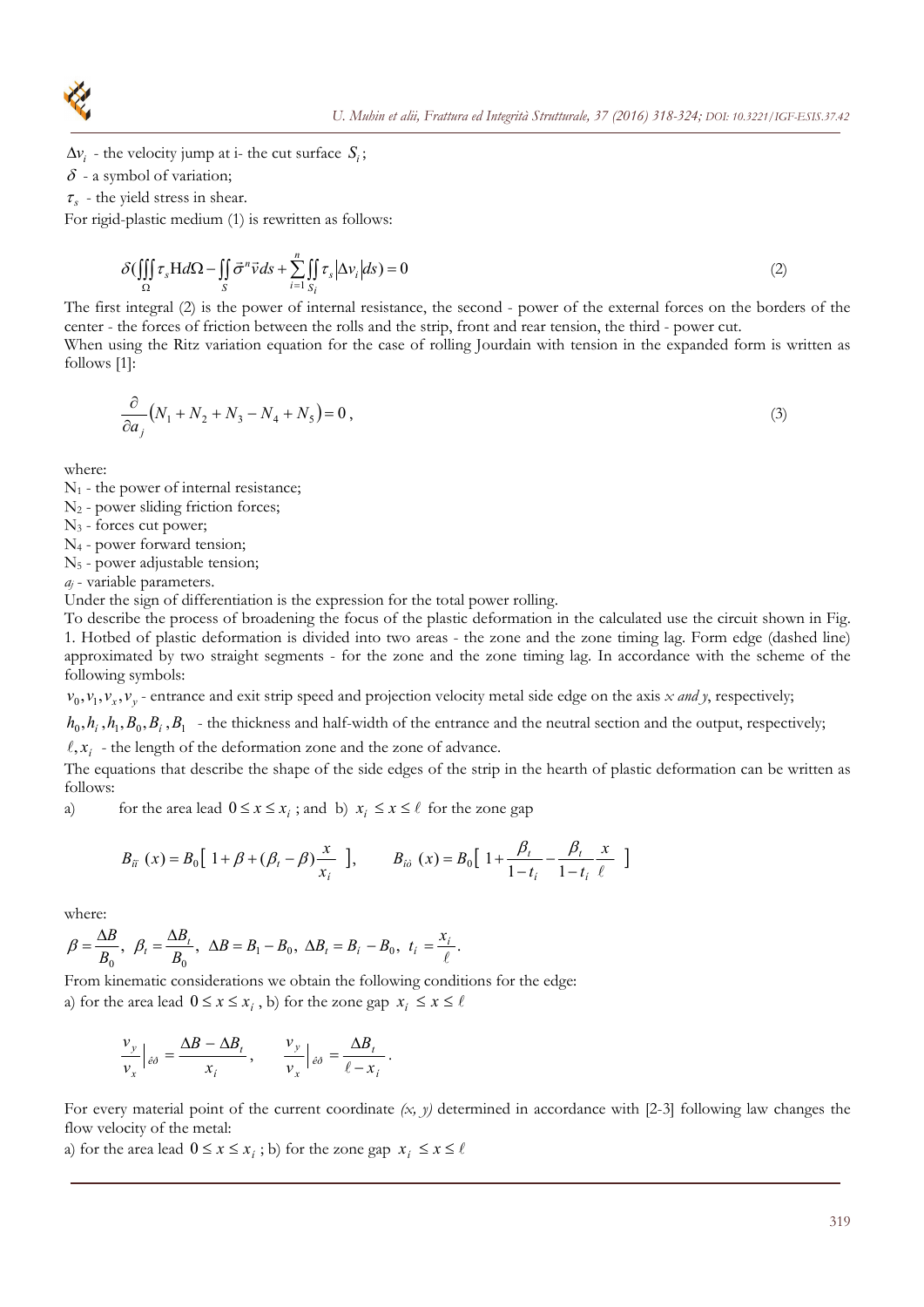$\Delta v_i$ - the velocity jump at i- the cut surface $S_i$;

$\delta$ - a symbol of variation;

$\tau_s$ - the yield stress in shear.

For rigid-plastic medium (1) is rewritten as follows:

$$\delta(\iiint_{\Omega} \tau_s \mathrm{H} d\Omega - \iint_{S} \vec{\sigma}^n \vec{v} ds + \sum_{i=1}^{n} \iint_{S_i} \tau_s |\Delta v_i| ds) = 0 \tag{2}$$

The first integral (2) is the power of internal resistance, the second - power of the external forces on the borders of the center - the forces of friction between the rolls and the strip, front and rear tension, the third - power cut.

When using the Ritz variation equation for the case of rolling Jourdain with tension in the expanded form is written as follows [1]:

$$\frac{\partial}{\partial a_j}\left(N_1 + N_2 + N_3 - N_4 + N_5\right) = 0\,, \tag{3}$$

where:

$N_1$ - the power of internal resistance;

$N_2$ - power sliding friction forces;

$N_3$ - forces cut power;

$N_4$ - power forward tension;

$N_5$ - power adjustable tension;

$a_j$ - variable parameters.

Under the sign of differentiation is the expression for the total power rolling.

To describe the process of broadening the focus of the plastic deformation in the calculated use the circuit shown in Fig. 1. Hotbed of plastic deformation is divided into two areas - the zone and the zone timing lag. Form edge (dashed line) approximated by two straight segments - for the zone and the zone timing lag. In accordance with the scheme of the following symbols:

$v_0, v_1, v_x, v_y$ - entrance and exit strip speed and projection velocity metal side edge on the axis *x and y*, respectively;

$h_0, h_i, h_1, B_0, B_i, B_1$ - the thickness and half-width of the entrance and the neutral section and the output, respectively;

$\ell, x_i$ - the length of the deformation zone and the zone of advance.

The equations that describe the shape of the side edges of the strip in the hearth of plastic deformation can be written as follows:

a) for the area lead $0 \le x \le x_i$ ; and b) $x_i \le x \le \ell$ for the zone gap

$$B_{ii}\ (x) = B_0\left[\ 1 + \beta + (\beta_t - \beta)\frac{x}{x_i}\ \right], \qquad B_{i\hat{o}}\ (x) = B_0\left[\ 1 + \frac{\beta_t}{1-t_i} - \frac{\beta_t}{1-t_i}\frac{x}{\ell}\ \right]$$

where:

$$\beta = \frac{\Delta B}{B_0},\ \ \beta_t = \frac{\Delta B_t}{B_0},\ \ \Delta B = B_1 - B_0,\ \ \Delta B_t = B_i - B_0,\ \ t_i = \frac{x_i}{\ell}.$$

From kinematic considerations we obtain the following conditions for the edge:

a) for the area lead $0 \le x \le x_i$ , b) for the zone gap $x_i \le x \le \ell$

$$\frac{v_y}{v_x}\Big|_{\dot{e}\partial} = \frac{\Delta B - \Delta B_t}{x_i}\,, \qquad \frac{v_y}{v_x}\Big|_{\dot{e}\partial} = \frac{\Delta B_t}{\ell - x_i}\,.$$

For every material point of the current coordinate *(x, y)* determined in accordance with [2-3] following law changes the flow velocity of the metal:

a) for the area lead $0 \le x \le x_i$ ; b) for the zone gap $x_i \le x \le \ell$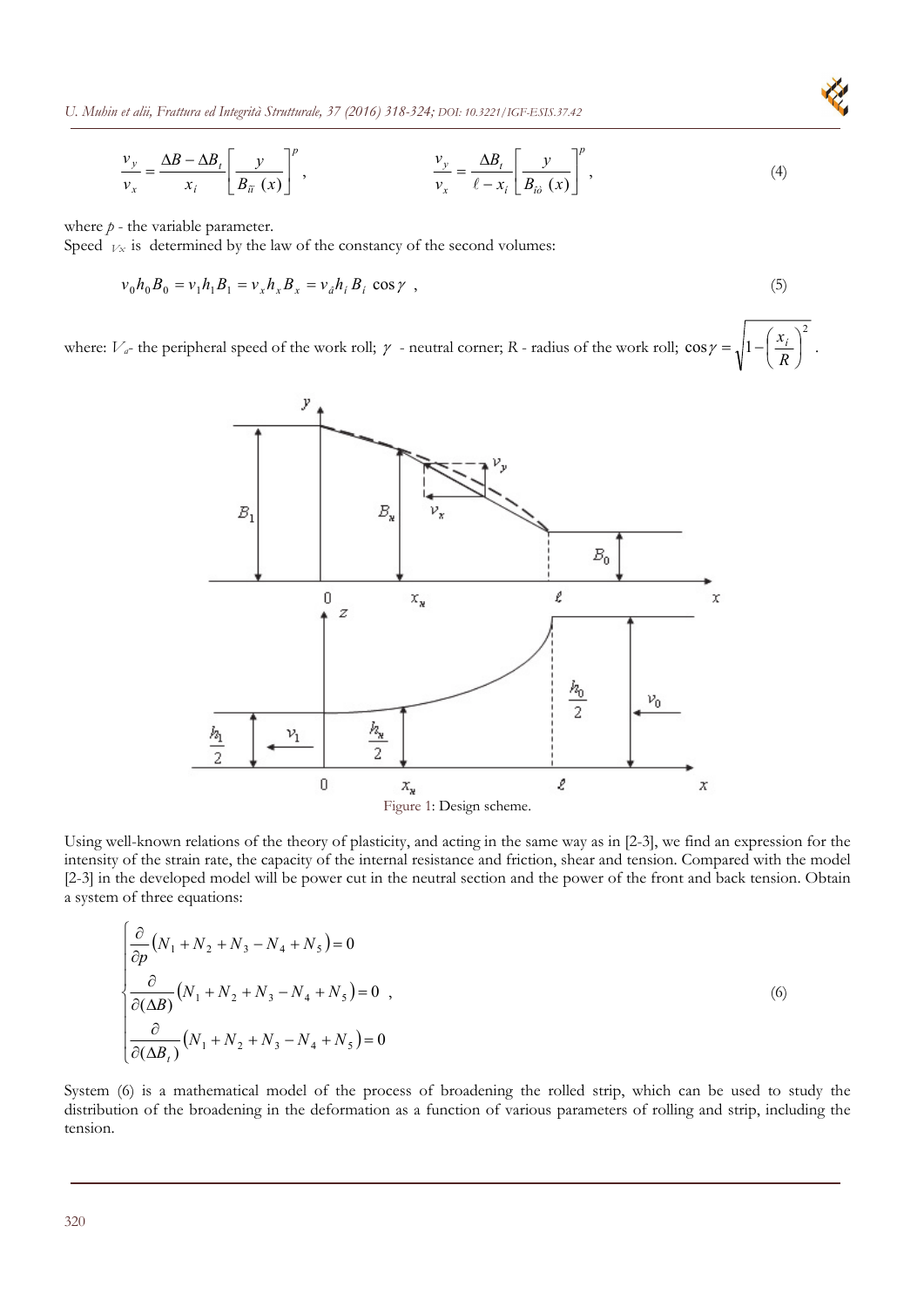$$\frac{v_y}{v_x} = \frac{\Delta B - \Delta B_t}{x_i}\left[\frac{y}{B_{ii}\ (x)}\right]^p, \qquad \frac{v_y}{v_x} = \frac{\Delta B_t}{\ell - x_i}\left[\frac{y}{B_{i\grave{o}}\ (x)}\right]^p, \tag{4}$$

where $p$ - the variable parameter.

Speed $V_x$ is determined by the law of the constancy of the second volumes:

$$v_0 h_0 B_0 = v_1 h_1 B_1 = v_x h_x B_x = v_{\hat{a}} h_i B_i \cos\gamma\ , \tag{5}$$

where: $V_a$- the peripheral speed of the work roll; $\gamma$ - neutral corner; $R$ - radius of the work roll; $\cos\gamma = \sqrt{1-\left(\frac{x_i}{R}\right)^2}$ .

Figure 1: Design scheme.

Using well-known relations of the theory of plasticity, and acting in the same way as in [2-3], we find an expression for the intensity of the strain rate, the capacity of the internal resistance and friction, shear and tension. Compared with the model [2-3] in the developed model will be power cut in the neutral section and the power of the front and back tension. Obtain a system of three equations:

$$\begin{cases} \frac{\partial}{\partial p}\left(N_1 + N_2 + N_3 - N_4 + N_5\right) = 0 \\ \frac{\partial}{\partial(\Delta B)}\left(N_1 + N_2 + N_3 - N_4 + N_5\right) = 0\ , \\ \frac{\partial}{\partial(\Delta B_t)}\left(N_1 + N_2 + N_3 - N_4 + N_5\right) = 0 \end{cases} \tag{6}$$

System (6) is a mathematical model of the process of broadening the rolled strip, which can be used to study the distribution of the broadening in the deformation as a function of various parameters of rolling and strip, including the tension.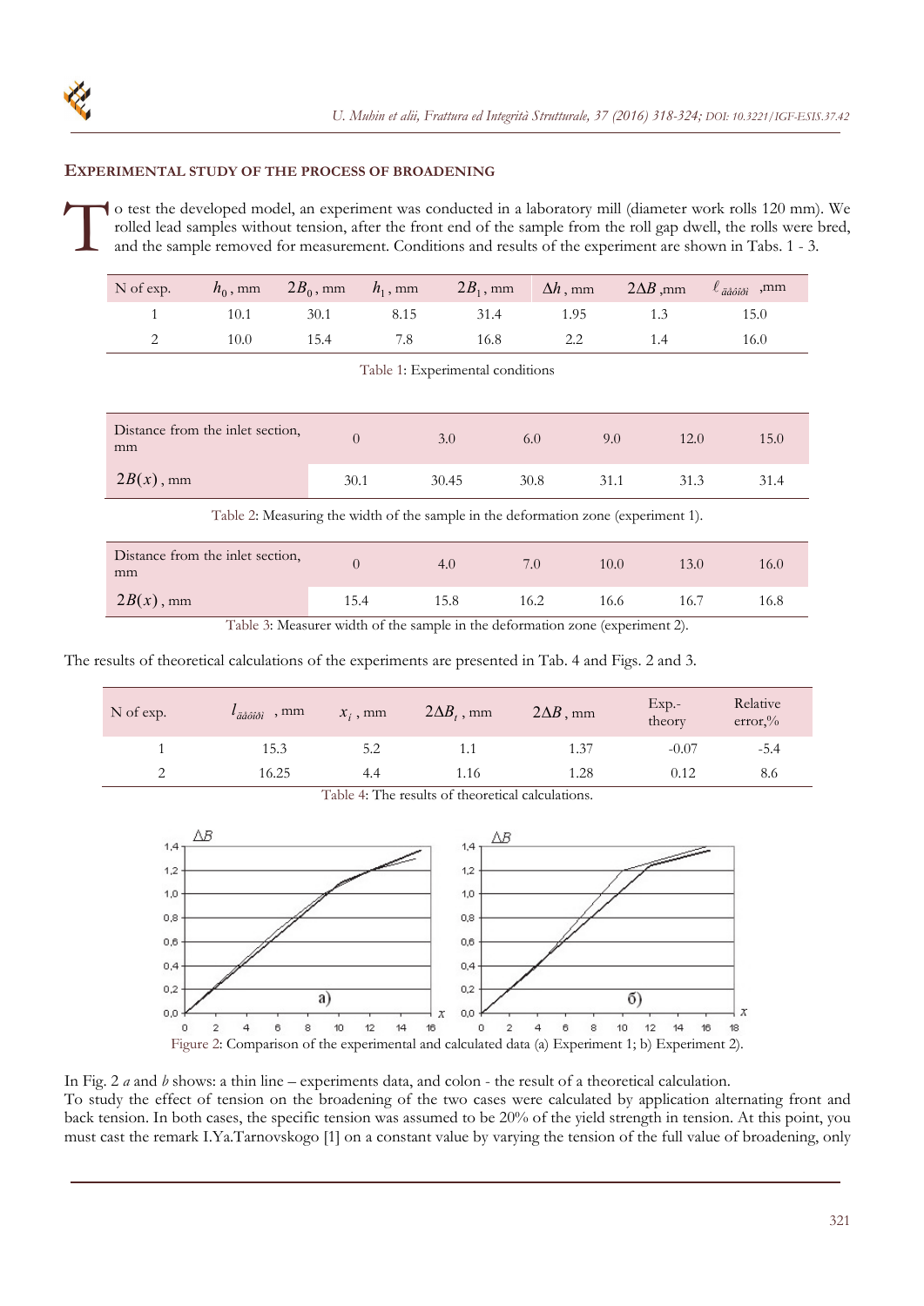## EXPERIMENTAL STUDY OF THE PROCESS OF BROADENING

To test the developed model, an experiment was conducted in a laboratory mill (diameter work rolls 120 mm). We rolled lead samples without tension, after the front end of the sample from the roll gap dwell, the rolls were bred, and the sample removed for measurement. Conditions and results of the experiment are shown in Tabs. 1 - 3.

| N of exp. | $h_0$, mm | $2B_0$, mm | $h_1$, mm | $2B_1$, mm | $\Delta h$, mm | $2\Delta B$, mm | $\ell_{\text{äåôîðì}}$, mm |
|---|---|---|---|---|---|---|---|
| 1 | 10.1 | 30.1 | 8.15 | 31.4 | 1.95 | 1.3 | 15.0 |
| 2 | 10.0 | 15.4 | 7.8 | 16.8 | 2.2 | 1.4 | 16.0 |

Table 1: Experimental conditions

| Distance from the inlet section, mm | 0 | 3.0 | 6.0 | 9.0 | 12.0 | 15.0 |
|---|---|---|---|---|---|---|
| $2B(x)$, mm | 30.1 | 30.45 | 30.8 | 31.1 | 31.3 | 31.4 |

Table 2: Measuring the width of the sample in the deformation zone (experiment 1).

| Distance from the inlet section, mm | 0 | 4.0 | 7.0 | 10.0 | 13.0 | 16.0 |
|---|---|---|---|---|---|---|
| $2B(x)$, mm | 15.4 | 15.8 | 16.2 | 16.6 | 16.7 | 16.8 |

Table 3: Measurer width of the sample in the deformation zone (experiment 2).

The results of theoretical calculations of the experiments are presented in Tab. 4 and Figs. 2 and 3.

| N of exp. | $l_{\text{äåôîðì}}$, mm | $x_i$, mm | $2\Delta B_t$, mm | $2\Delta B$, mm | Exp.-theory | Relative error,% |
|---|---|---|---|---|---|---|
| 1 | 15.3 | 5.2 | 1.1 | 1.37 | -0.07 | -5.4 |
| 2 | 16.25 | 4.4 | 1.16 | 1.28 | 0.12 | 8.6 |

Table 4: The results of theoretical calculations.

Figure 2: Comparison of the experimental and calculated data (a) Experiment 1; b) Experiment 2).

In Fig. 2 *a* and *b* shows: a thin line – experiments data, and colon - the result of a theoretical calculation.

To study the effect of tension on the broadening of the two cases were calculated by application alternating front and back tension. In both cases, the specific tension was assumed to be 20% of the yield strength in tension. At this point, you must cast the remark I.Ya.Tarnovskogo [1] on a constant value by varying the tension of the full value of broadening, only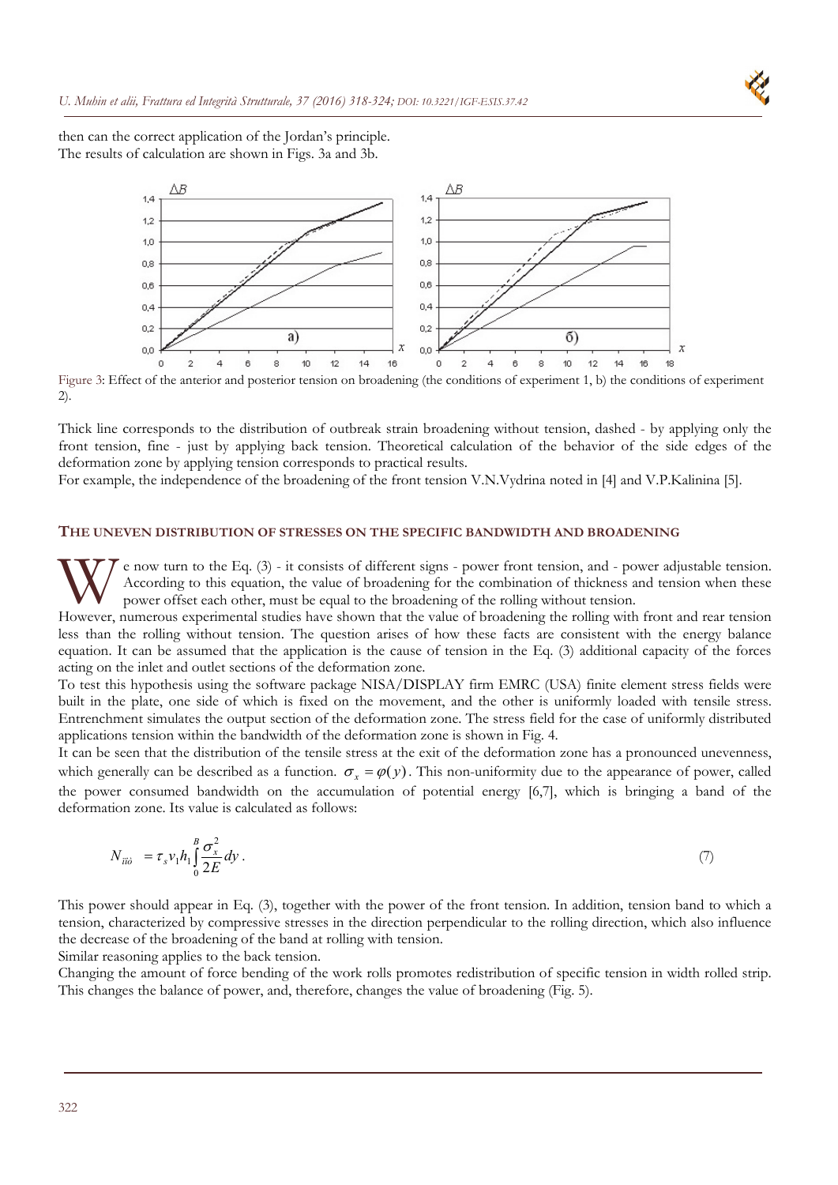then can the correct application of the Jordan's principle.
The results of calculation are shown in Figs. 3a and 3b.

Figure 3: Effect of the anterior and posterior tension on broadening (the conditions of experiment 1, b) the conditions of experiment 2).

Thick line corresponds to the distribution of outbreak strain broadening without tension, dashed - by applying only the front tension, fine - just by applying back tension. Theoretical calculation of the behavior of the side edges of the deformation zone by applying tension corresponds to practical results.
For example, the independence of the broadening of the front tension V.N.Vydrina noted in [4] and V.P.Kalinina [5].

## THE UNEVEN DISTRIBUTION OF STRESSES ON THE SPECIFIC BANDWIDTH AND BROADENING

We now turn to the Eq. (3) - it consists of different signs - power front tension, and - power adjustable tension. According to this equation, the value of broadening for the combination of thickness and tension when these power offset each other, must be equal to the broadening of the rolling without tension.
However, numerous experimental studies have shown that the value of broadening the rolling with front and rear tension less than the rolling without tension. The question arises of how these facts are consistent with the energy balance equation. It can be assumed that the application is the cause of tension in the Eq. (3) additional capacity of the forces acting on the inlet and outlet sections of the deformation zone.
To test this hypothesis using the software package NISA/DISPLAY firm EMRC (USA) finite element stress fields were built in the plate, one side of which is fixed on the movement, and the other is uniformly loaded with tensile stress. Entrenchment simulates the output section of the deformation zone. The stress field for the case of uniformly distributed applications tension within the bandwidth of the deformation zone is shown in Fig. 4.
It can be seen that the distribution of the tensile stress at the exit of the deformation zone has a pronounced unevenness, which generally can be described as a function. $\sigma_x = \varphi(y)$. This non-uniformity due to the appearance of power, called the power consumed bandwidth on the accumulation of potential energy [6,7], which is bringing a band of the deformation zone. Its value is calculated as follows:

$$N_{\text{пэ}} = \tau_s v_1 h_1 \int_0^B \frac{\sigma_x^2}{2E} dy \,. \tag{7}$$

This power should appear in Eq. (3), together with the power of the front tension. In addition, tension band to which a tension, characterized by compressive stresses in the direction perpendicular to the rolling direction, which also influence the decrease of the broadening of the band at rolling with tension.
Similar reasoning applies to the back tension.
Changing the amount of force bending of the work rolls promotes redistribution of specific tension in width rolled strip. This changes the balance of power, and, therefore, changes the value of broadening (Fig. 5).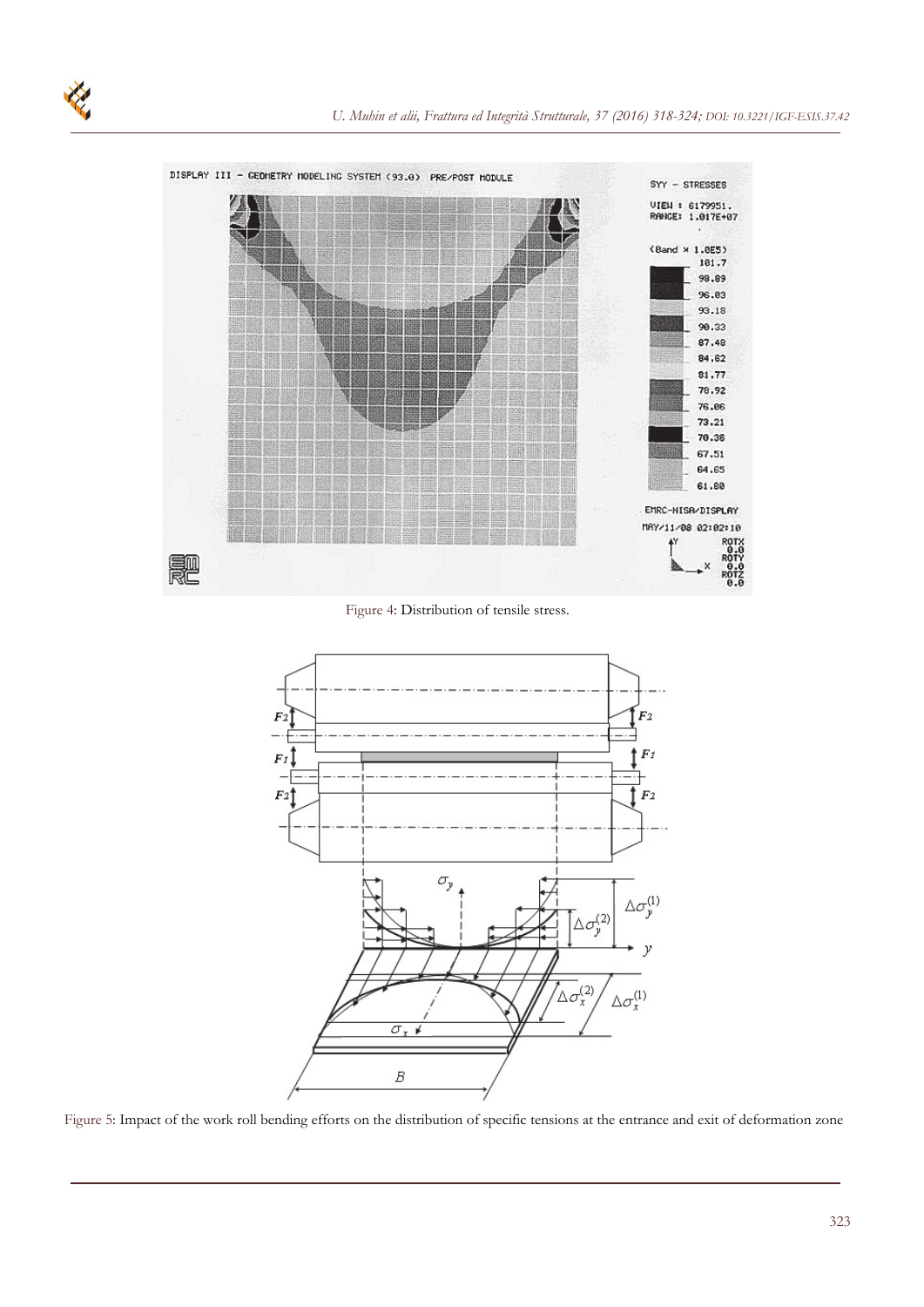Figure 4: Distribution of tensile stress.

Figure 5: Impact of the work roll bending efforts on the distribution of specific tensions at the entrance and exit of deformation zone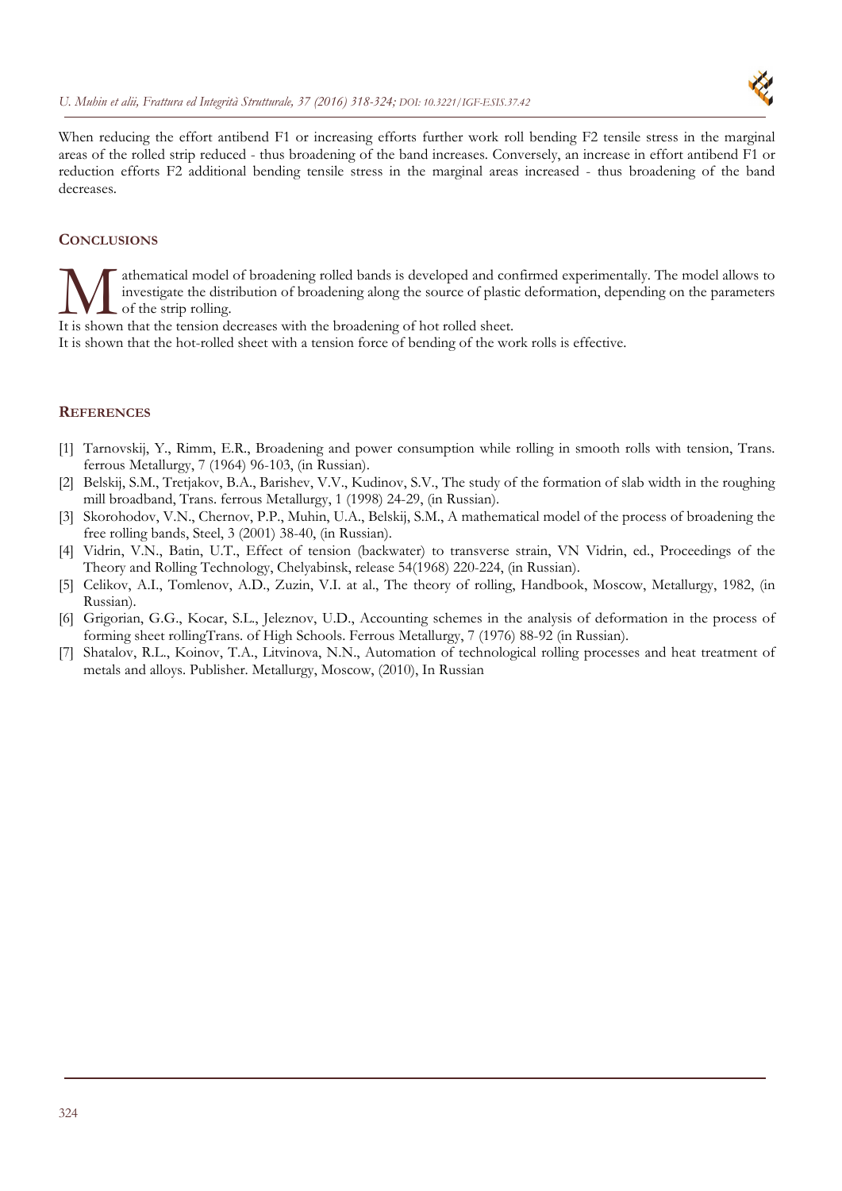When reducing the effort antibend F1 or increasing efforts further work roll bending F2 tensile stress in the marginal areas of the rolled strip reduced - thus broadening of the band increases. Conversely, an increase in effort antibend F1 or reduction efforts F2 additional bending tensile stress in the marginal areas increased - thus broadening of the band decreases.

## CONCLUSIONS

Mathematical model of broadening rolled bands is developed and confirmed experimentally. The model allows to investigate the distribution of broadening along the source of plastic deformation, depending on the parameters of the strip rolling.

It is shown that the tension decreases with the broadening of hot rolled sheet.

It is shown that the hot-rolled sheet with a tension force of bending of the work rolls is effective.

## REFERENCES

[1] Tarnovskij, Y., Rimm, E.R., Broadening and power consumption while rolling in smooth rolls with tension, Trans. ferrous Metallurgy, 7 (1964) 96-103, (in Russian).

[2] Belskij, S.M., Tretjakov, B.A., Barishev, V.V., Kudinov, S.V., The study of the formation of slab width in the roughing mill broadband, Trans. ferrous Metallurgy, 1 (1998) 24-29, (in Russian).

[3] Skorohodov, V.N., Chernov, P.P., Muhin, U.A., Belskij, S.M., A mathematical model of the process of broadening the free rolling bands, Steel, 3 (2001) 38-40, (in Russian).

[4] Vidrin, V.N., Batin, U.T., Effect of tension (backwater) to transverse strain, VN Vidrin, ed., Proceedings of the Theory and Rolling Technology, Chelyabinsk, release 54(1968) 220-224, (in Russian).

[5] Celikov, A.I., Tomlenov, A.D., Zuzin, V.I. at al., The theory of rolling, Handbook, Moscow, Metallurgy, 1982, (in Russian).

[6] Grigorian, G.G., Kocar, S.L., Jeleznov, U.D., Accounting schemes in the analysis of deformation in the process of forming sheet rollingTrans. of High Schools. Ferrous Metallurgy, 7 (1976) 88-92 (in Russian).

[7] Shatalov, R.L., Koinov, T.A., Litvinova, N.N., Automation of technological rolling processes and heat treatment of metals and alloys. Publisher. Metallurgy, Moscow, (2010), In Russian